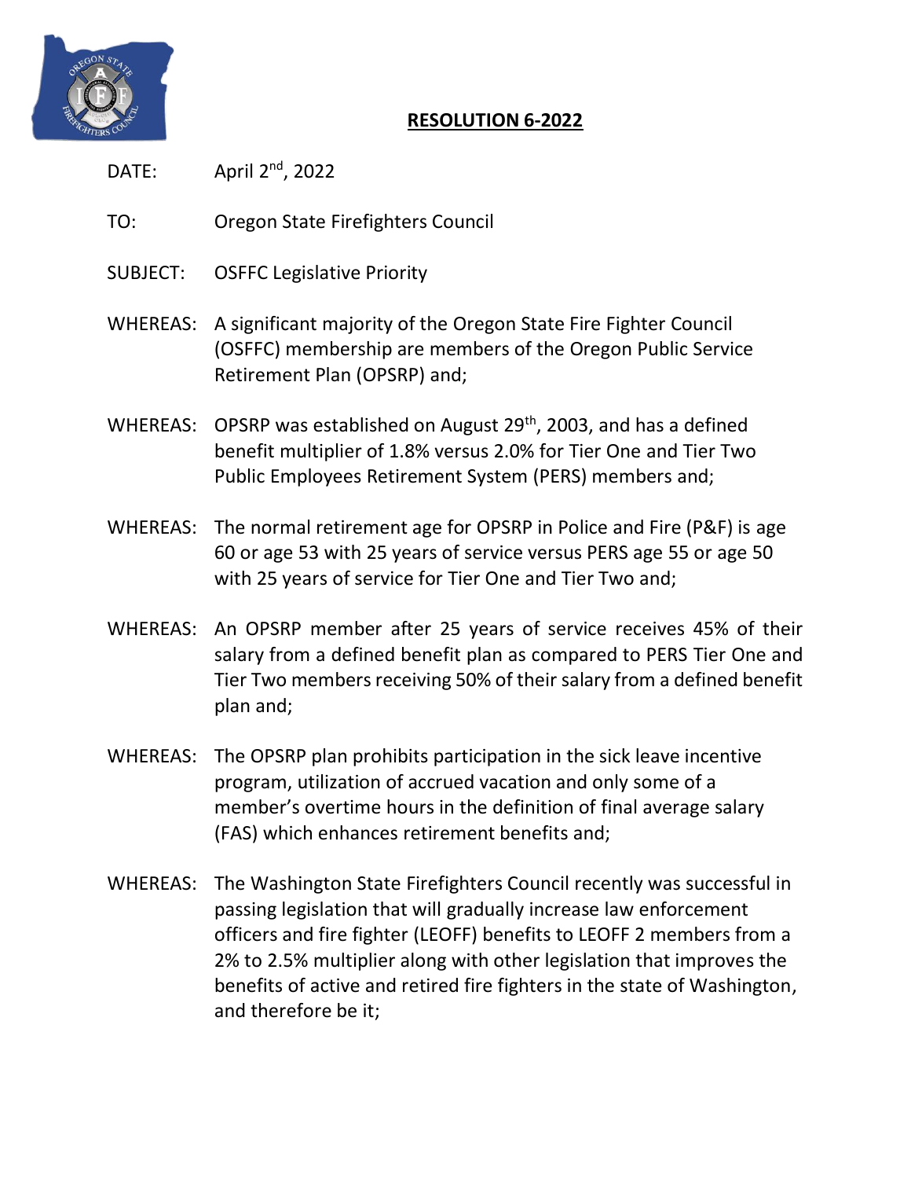# RESOLUTION 6-2022

DATE: April 2nd, 2022

TO: Oregon State Firefighters Council

SUBJECT: OSFFC Legislative Priority

WHEREAS: A significant majority of the Oregon State Fire Fighter Council (OSFFC) membership are members of the Oregon Public Service Retirement Plan (OPSRP) and;

WHEREAS: OPSRP was established on August 29th, 2003, and has a defined benefit multiplier of 1.8% versus 2.0% for Tier One and Tier Two Public Employees Retirement System (PERS) members and;

WHEREAS: The normal retirement age for OPSRP in Police and Fire (P&F) is age 60 or age 53 with 25 years of service versus PERS age 55 or age 50 with 25 years of service for Tier One and Tier Two and;

WHEREAS: An OPSRP member after 25 years of service receives 45% of their salary from a defined benefit plan as compared to PERS Tier One and Tier Two members receiving 50% of their salary from a defined benefit plan and;

WHEREAS: The OPSRP plan prohibits participation in the sick leave incentive program, utilization of accrued vacation and only some of a member's overtime hours in the definition of final average salary (FAS) which enhances retirement benefits and;

WHEREAS: The Washington State Firefighters Council recently was successful in passing legislation that will gradually increase law enforcement officers and fire fighter (LEOFF) benefits to LEOFF 2 members from a 2% to 2.5% multiplier along with other legislation that improves the benefits of active and retired fire fighters in the state of Washington, and therefore be it;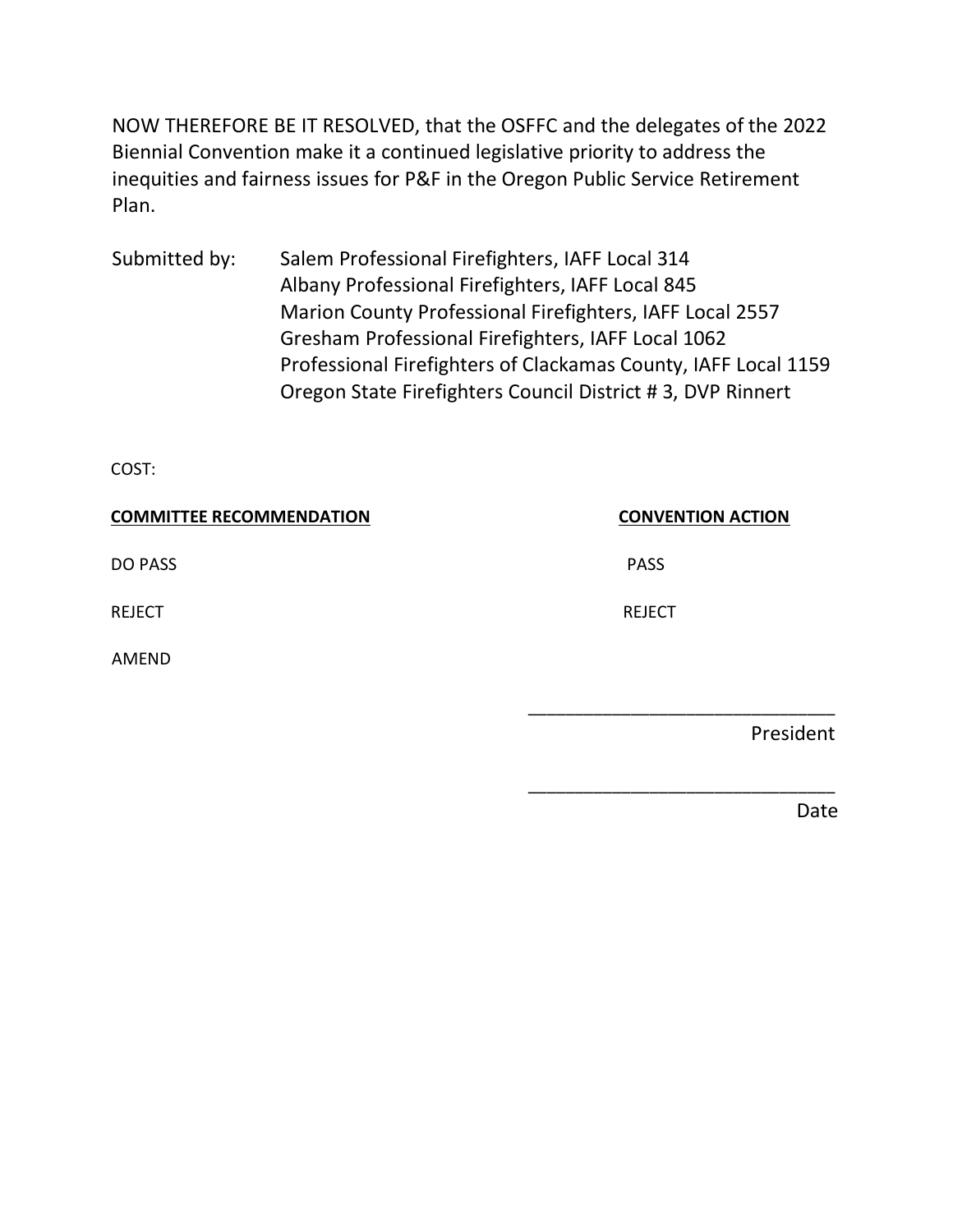NOW THEREFORE BE IT RESOLVED, that the OSFFC and the delegates of the 2022 Biennial Convention make it a continued legislative priority to address the inequities and fairness issues for P&F in the Oregon Public Service Retirement Plan.

Submitted by:

Salem Professional Firefighters, IAFF Local 314
Albany Professional Firefighters, IAFF Local 845
Marion County Professional Firefighters, IAFF Local 2557
Gresham Professional Firefighters, IAFF Local 1062
Professional Firefighters of Clackamas County, IAFF Local 1159
Oregon State Firefighters Council District # 3, DVP Rinnert

COST:

| **<u>COMMITTEE RECOMMENDATION</u>** | **<u>CONVENTION ACTION</u>** |
| --- | --- |
| DO PASS | PASS |
| REJECT | REJECT |
| AMEND | |

______________________________
President

______________________________
Date